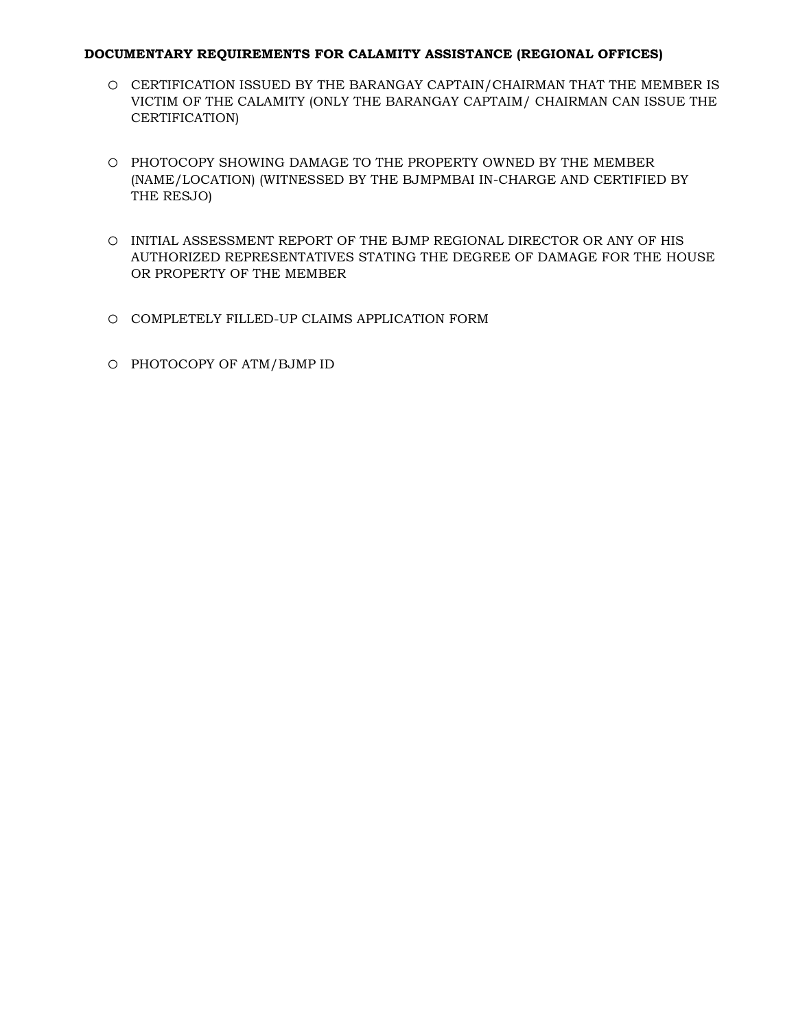**DOCUMENTARY REQUIREMENTS FOR CALAMITY ASSISTANCE (REGIONAL OFFICES)**

- CERTIFICATION ISSUED BY THE BARANGAY CAPTAIN/CHAIRMAN THAT THE MEMBER IS VICTIM OF THE CALAMITY (ONLY THE BARANGAY CAPTAIM/ CHAIRMAN CAN ISSUE THE CERTIFICATION)

- PHOTOCOPY SHOWING DAMAGE TO THE PROPERTY OWNED BY THE MEMBER (NAME/LOCATION) (WITNESSED BY THE BJMPMBAI IN-CHARGE AND CERTIFIED BY THE RESJO)

- INITIAL ASSESSMENT REPORT OF THE BJMP REGIONAL DIRECTOR OR ANY OF HIS AUTHORIZED REPRESENTATIVES STATING THE DEGREE OF DAMAGE FOR THE HOUSE OR PROPERTY OF THE MEMBER

- COMPLETELY FILLED-UP CLAIMS APPLICATION FORM

- PHOTOCOPY OF ATM/BJMP ID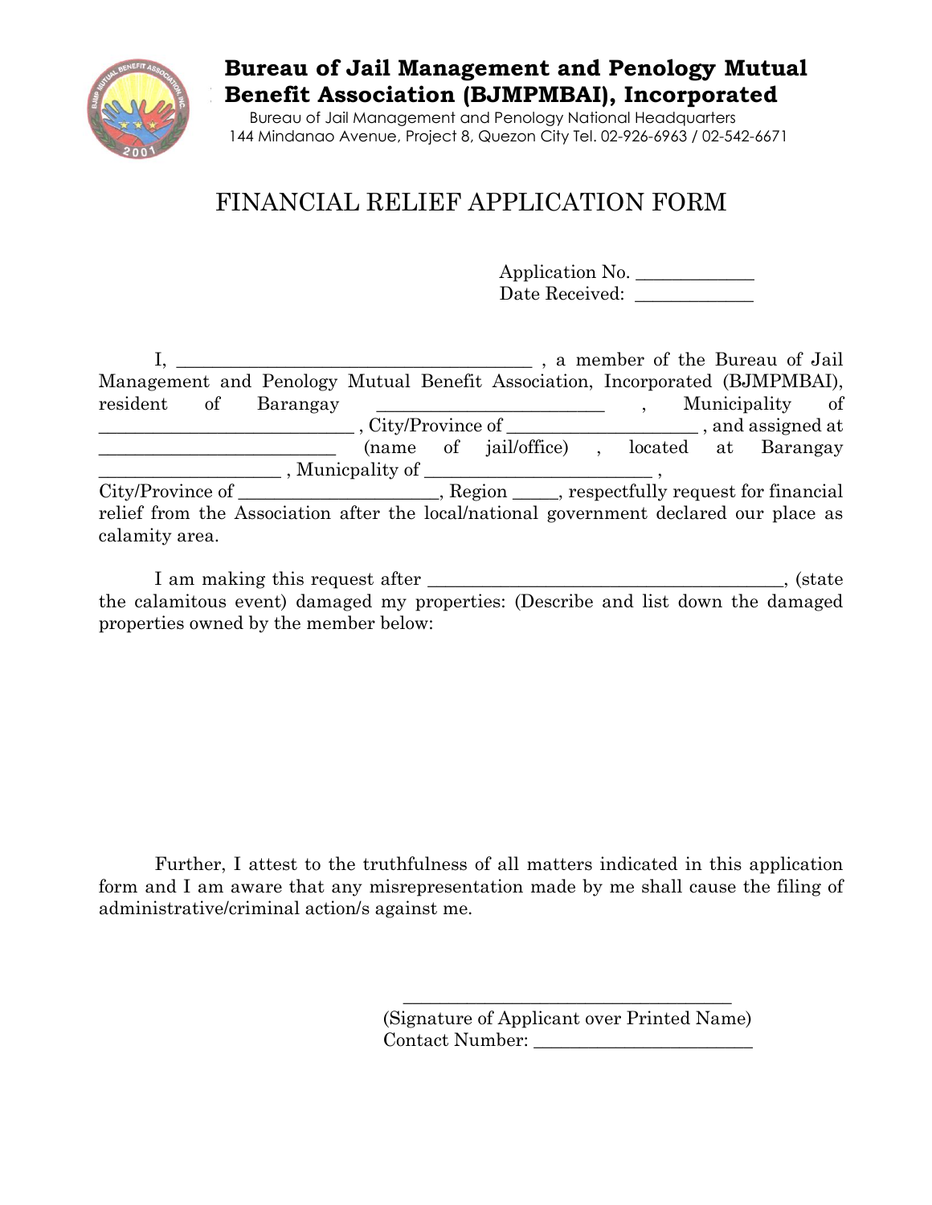# Bureau of Jail Management and Penology Mutual Benefit Association (BJMPMBAI), Incorporated

Bureau of Jail Management and Penology National Headquarters
144 Mindanao Avenue, Project 8, Quezon City Tel. 02-926-6963 / 02-542-6671

## FINANCIAL RELIEF APPLICATION FORM

Application No. ____________
Date Received: ____________

I, ______________________________________ , a member of the Bureau of Jail Management and Penology Mutual Benefit Association, Incorporated (BJMPMBAI), resident of Barangay ________________________ , Municipality of __________________________ , City/Province of ____________________ , and assigned at _________________________ (name of jail/office) , located at Barangay __________________ , Municpality of ________________________ , City/Province of _____________________, Region _____, respectfully request for financial relief from the Association after the local/national government declared our place as calamity area.

I am making this request after _____________________________________, (state the calamitous event) damaged my properties: (Describe and list down the damaged properties owned by the member below:

Further, I attest to the truthfulness of all matters indicated in this application form and I am aware that any misrepresentation made by me shall cause the filing of administrative/criminal action/s against me.

___________________________________
(Signature of Applicant over Printed Name)
Contact Number: _______________________